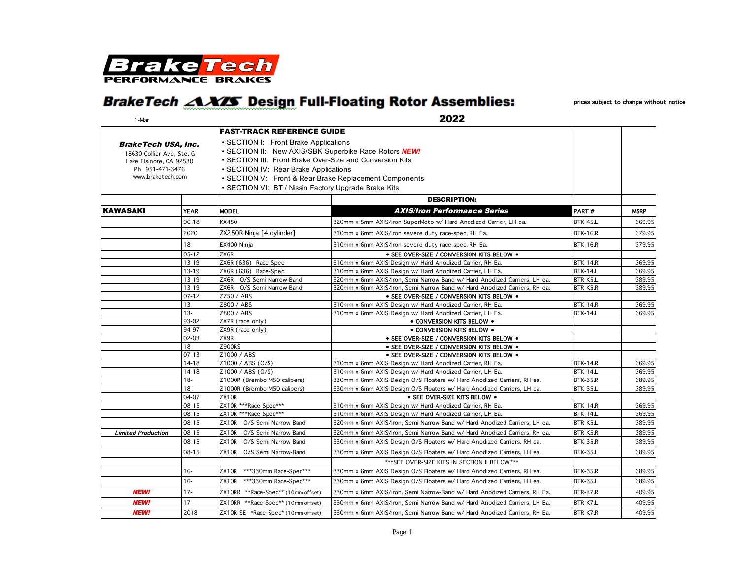# BrakeTech PERFORMANCE BRAKES

## BrakeTech AXIS Design Full-Floating Rotor Assemblies:

prices subject to change without notice

1-Mar

2022

**BrakeTech USA, Inc.**
18630 Collier Ave, Ste. G
Lake Elsinore, CA 92530
Ph 951-471-3476
www.braketech.com

**FAST-TRACK REFERENCE GUIDE**

- SECTION I: Front Brake Applications
- SECTION II: New AXIS/SBK Superbike Race Rotors ***NEW!***
- SECTION III: Front Brake Over-Size and Conversion Kits
- SECTION IV: Rear Brake Applications
- SECTION V: Front & Rear Brake Replacement Components
- SECTION VI: BT / Nissin Factory Upgrade Brake Kits

| KAWASAKI | YEAR | MODEL | DESCRIPTION: AXIS/Iron Performance Series | PART # | MSRP |
|---|---|---|---|---|---|
| | 06-18 | KX450 | 320mm x 5mm AXIS/Iron SuperMoto w/ Hard Anodized Carrier, LH ea. | BTK-45.L | 369.95 |
| | 2020 | ZX250R Ninja [4 cylinder] | 310mm x 6mm AXIS/Iron severe duty race-spec, RH Ea. | BTK-16.R | 379.95 |
| | 18- | EX400 Ninja | 310mm x 6mm AXIS/Iron severe duty race-spec, RH Ea. | BTK-16.R | 379.95 |
| | 05-12 | ZX6R | • SEE OVER-SIZE / CONVERSION KITS BELOW • | | |
| | 13-19 | ZX6R (636) Race-Spec | 310mm x 6mm AXIS Design w/ Hard Anodized Carrier, RH Ea. | BTK-14.R | 369.95 |
| | 13-19 | ZX6R (636) Race-Spec | 310mm x 6mm AXIS Design w/ Hard Anodized Carrier, LH Ea. | BTK-14.L | 369.95 |
| | 13-19 | ZX6R O/S Semi Narrow-Band | 320mm x 6mm AXIS/Iron, Semi Narrow-Band w/ Hard Anodized Carriers, LH ea. | BTR-K5.L | 389.95 |
| | 13-19 | ZX6R O/S Semi Narrow-Band | 320mm x 6mm AXIS/Iron, Semi Narrow-Band w/ Hard Anodized Carriers, RH ea. | BTR-K5.R | 389.95 |
| | 07-12 | Z750 / ABS | • SEE OVER-SIZE / CONVERSION KITS BELOW • | | |
| | 13- | Z800 / ABS | 310mm x 6mm AXIS Design w/ Hard Anodized Carrier, RH Ea. | BTK-14.R | 369.95 |
| | 13- | Z800 / ABS | 310mm x 6mm AXIS Design w/ Hard Anodized Carrier, LH Ea. | BTK-14.L | 369.95 |
| | 93-02 | ZX7R (race only) | • CONVERSION KITS BELOW • | | |
| | 94-97 | ZX9R (race only) | • CONVERSION KITS BELOW • | | |
| | 02-03 | ZX9R | • SEE OVER-SIZE / CONVERSION KITS BELOW • | | |
| | 18- | Z900RS | • SEE OVER-SIZE / CONVERSION KITS BELOW • | | |
| | 07-13 | Z1000 / ABS | • SEE OVER-SIZE / CONVERSION KITS BELOW • | | |
| | 14-18 | Z1000 / ABS (O/S) | 310mm x 6mm AXIS Design w/ Hard Anodized Carrier, RH Ea. | BTK-14.R | 369.95 |
| | 14-18 | Z1000 / ABS (O/S) | 310mm x 6mm AXIS Design w/ Hard Anodized Carrier, LH Ea. | BTK-14.L | 369.95 |
| | 18- | Z1000R (Brembo M50 calipers) | 330mm x 6mm AXIS Design O/S Floaters w/ Hard Anodized Carriers, RH ea. | BTK-35.R | 389.95 |
| | 18- | Z1000R (Brembo M50 calipers) | 330mm x 6mm AXIS Design O/S Floaters w/ Hard Anodized Carriers, LH ea. | BTK-35.L | 389.95 |
| | 04-07 | ZX10R | • SEE OVER-SIZE KITS BELOW • | | |
| | 08-15 | ZX10R ***Race-Spec*** | 310mm x 6mm AXIS Design w/ Hard Anodized Carrier, RH Ea. | BTK-14.R | 369.95 |
| | 08-15 | ZX10R ***Race-Spec*** | 310mm x 6mm AXIS Design w/ Hard Anodized Carrier, LH Ea. | BTK-14.L | 369.95 |
| | 08-15 | ZX10R O/S Semi Narrow-Band | 320mm x 6mm AXIS/Iron, Semi Narrow-Band w/ Hard Anodized Carriers, LH ea. | BTR-K5.L | 389.95 |
| *Limited Production* | 08-15 | ZX10R O/S Semi Narrow-Band | 320mm x 6mm AXIS/Iron, Semi Narrow-Band w/ Hard Anodized Carriers, RH ea. | BTR-K5.R | 389.95 |
| | 08-15 | ZX10R O/S Semi Narrow-Band | 330mm x 6mm AXIS Design O/S Floaters w/ Hard Anodized Carriers, RH ea. | BTK-35.R | 389.95 |
| | 08-15 | ZX10R O/S Semi Narrow-Band | 330mm x 6mm AXIS Design O/S Floaters w/ Hard Anodized Carriers, LH ea. | BTK-35.L | 389.95 |
| | | | ***SEE OVER-SIZE KITS IN SECTION II BELOW*** | | |
| | 16- | ZX10R ***330mm Race-Spec*** | 330mm x 6mm AXIS Design O/S Floaters w/ Hard Anodized Carriers, RH ea. | BTK-35.R | 389.95 |
| | 16- | ZX10R ***330mm Race-Spec*** | 330mm x 6mm AXIS Design O/S Floaters w/ Hard Anodized Carriers, LH ea. | BTK-35.L | 389.95 |
| ***NEW!*** | 17- | ZX10RR **Race-Spec** (10mm offset) | 330mm x 6mm AXIS/Iron, Semi Narrow-Band w/ Hard Anodized Carriers, RH Ea. | BTR-K7.R | 409.95 |
| ***NEW!*** | 17- | ZX10RR **Race-Spec** (10mm offset) | 330mm x 6mm AXIS/Iron, Semi Narrow-Band w/ Hard Anodized Carriers, LH Ea. | BTR-K7.L | 409.95 |
| ***NEW!*** | 2018 | ZX10R SE *Race-Spec* (10mm offset) | 330mm x 6mm AXIS/Iron, Semi Narrow-Band w/ Hard Anodized Carriers, RH Ea. | BTR-K7.R | 409.95 |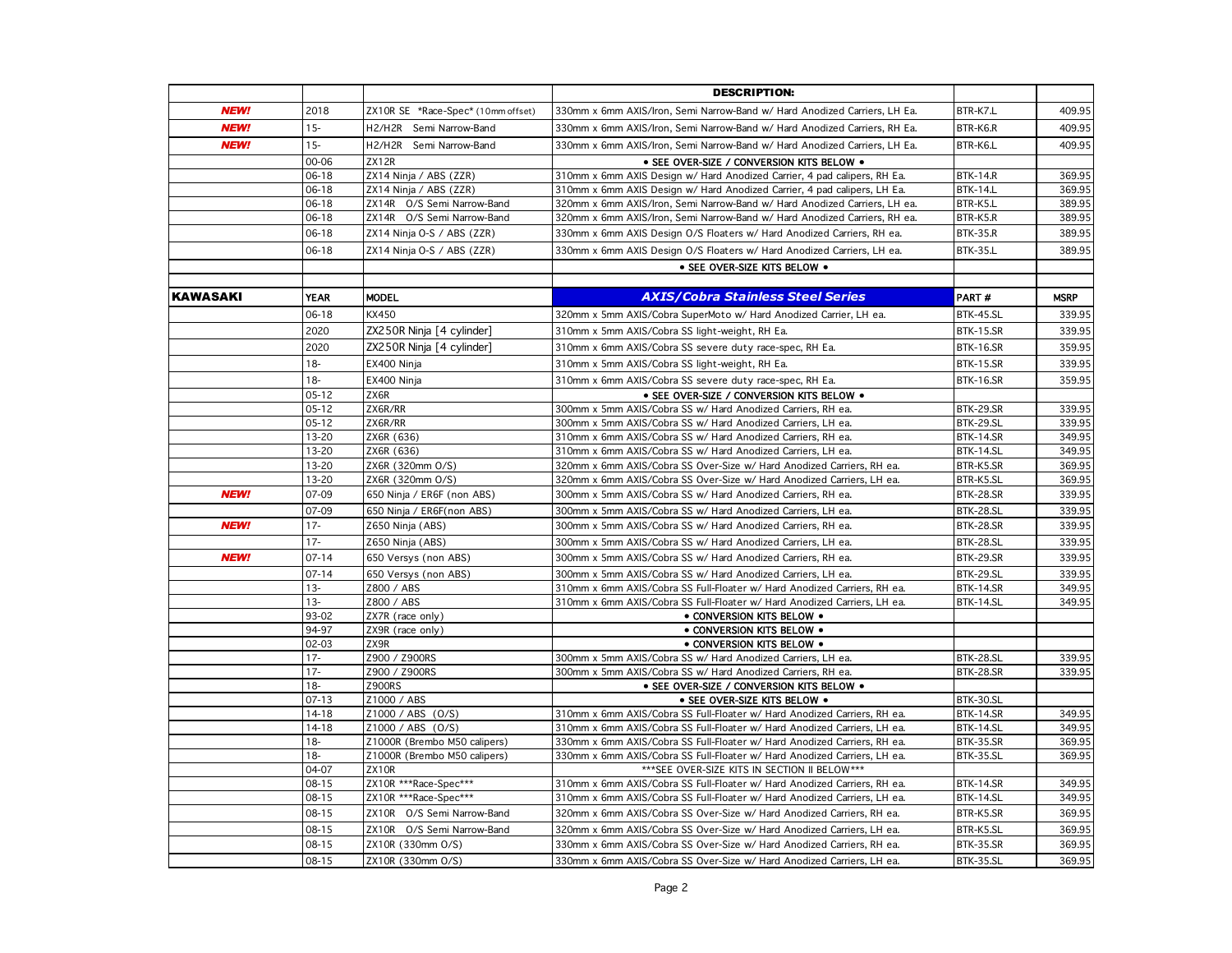| | | | DESCRIPTION: | | |
|---|---|---|---|---|---|
| ***NEW!*** | 2018 | ZX10R SE *Race-Spec* (10mm offset) | 330mm x 6mm AXIS/Iron, Semi Narrow-Band w/ Hard Anodized Carriers, LH Ea. | BTR-K7.L | 409.95 |
| ***NEW!*** | 15- | H2/H2R Semi Narrow-Band | 330mm x 6mm AXIS/Iron, Semi Narrow-Band w/ Hard Anodized Carriers, RH Ea. | BTR-K6.R | 409.95 |
| ***NEW!*** | 15- | H2/H2R Semi Narrow-Band | 330mm x 6mm AXIS/Iron, Semi Narrow-Band w/ Hard Anodized Carriers, LH Ea. | BTR-K6.L | 409.95 |
| | 00-06 | ZX12R | • SEE OVER-SIZE / CONVERSION KITS BELOW • | | |
| | 06-18 | ZX14 Ninja / ABS (ZZR) | 310mm x 6mm AXIS Design w/ Hard Anodized Carrier, 4 pad calipers, RH Ea. | BTK-14.R | 369.95 |
| | 06-18 | ZX14 Ninja / ABS (ZZR) | 310mm x 6mm AXIS Design w/ Hard Anodized Carrier, 4 pad calipers, LH Ea. | BTK-14.L | 369.95 |
| | 06-18 | ZX14R O/S Semi Narrow-Band | 320mm x 6mm AXIS/Iron, Semi Narrow-Band w/ Hard Anodized Carriers, LH ea. | BTR-K5.L | 389.95 |
| | 06-18 | ZX14R O/S Semi Narrow-Band | 320mm x 6mm AXIS/Iron, Semi Narrow-Band w/ Hard Anodized Carriers, RH ea. | BTR-K5.R | 389.95 |
| | 06-18 | ZX14 Ninja O-S / ABS (ZZR) | 330mm x 6mm AXIS Design O/S Floaters w/ Hard Anodized Carriers, RH ea. | BTK-35.R | 389.95 |
| | 06-18 | ZX14 Ninja O-S / ABS (ZZR) | 330mm x 6mm AXIS Design O/S Floaters w/ Hard Anodized Carriers, LH ea. | BTK-35.L | 389.95 |
| | | | • SEE OVER-SIZE KITS BELOW • | | |
| | | | | | |
| **KAWASAKI** | **YEAR** | **MODEL** | ***AXIS/Cobra Stainless Steel Series*** | **PART #** | **MSRP** |
| | 06-18 | KX450 | 320mm x 5mm AXIS/Cobra SuperMoto w/ Hard Anodized Carrier, LH ea. | BTK-45.SL | 339.95 |
| | 2020 | ZX250R Ninja [4 cylinder] | 310mm x 5mm AXIS/Cobra SS light-weight, RH Ea. | BTK-15.SR | 339.95 |
| | 2020 | ZX250R Ninja [4 cylinder] | 310mm x 6mm AXIS/Cobra SS severe duty race-spec, RH Ea. | BTK-16.SR | 359.95 |
| | 18- | EX400 Ninja | 310mm x 5mm AXIS/Cobra SS light-weight, RH Ea. | BTK-15.SR | 339.95 |
| | 18- | EX400 Ninja | 310mm x 6mm AXIS/Cobra SS severe duty race-spec, RH Ea. | BTK-16.SR | 359.95 |
| | 05-12 | ZX6R | • SEE OVER-SIZE / CONVERSION KITS BELOW • | | |
| | 05-12 | ZX6R/RR | 300mm x 5mm AXIS/Cobra SS w/ Hard Anodized Carriers, RH ea. | BTK-29.SR | 339.95 |
| | 05-12 | ZX6R/RR | 300mm x 5mm AXIS/Cobra SS w/ Hard Anodized Carriers, LH ea. | BTK-29.SL | 339.95 |
| | 13-20 | ZX6R (636) | 310mm x 6mm AXIS/Cobra SS w/ Hard Anodized Carriers, RH ea. | BTK-14.SR | 349.95 |
| | 13-20 | ZX6R (636) | 310mm x 6mm AXIS/Cobra SS w/ Hard Anodized Carriers, LH ea. | BTK-14.SL | 349.95 |
| | 13-20 | ZX6R (320mm O/S) | 320mm x 6mm AXIS/Cobra SS Over-Size w/ Hard Anodized Carriers, RH ea. | BTR-K5.SR | 369.95 |
| | 13-20 | ZX6R (320mm O/S) | 320mm x 6mm AXIS/Cobra SS Over-Size w/ Hard Anodized Carriers, LH ea. | BTR-K5.SL | 369.95 |
| ***NEW!*** | 07-09 | 650 Ninja / ER6F (non ABS) | 300mm x 5mm AXIS/Cobra SS w/ Hard Anodized Carriers, RH ea. | BTK-28.SR | 339.95 |
| | 07-09 | 650 Ninja / ER6F(non ABS) | 300mm x 5mm AXIS/Cobra SS w/ Hard Anodized Carriers, LH ea. | BTK-28.SL | 339.95 |
| ***NEW!*** | 17- | Z650 Ninja (ABS) | 300mm x 5mm AXIS/Cobra SS w/ Hard Anodized Carriers, RH ea. | BTK-28.SR | 339.95 |
| | 17- | Z650 Ninja (ABS) | 300mm x 5mm AXIS/Cobra SS w/ Hard Anodized Carriers, LH ea. | BTK-28.SL | 339.95 |
| ***NEW!*** | 07-14 | 650 Versys (non ABS) | 300mm x 5mm AXIS/Cobra SS w/ Hard Anodized Carriers, RH ea. | BTK-29.SR | 339.95 |
| | 07-14 | 650 Versys (non ABS) | 300mm x 5mm AXIS/Cobra SS w/ Hard Anodized Carriers, LH ea. | BTK-29.SL | 339.95 |
| | 13- | Z800 / ABS | 310mm x 6mm AXIS/Cobra SS Full-Floater w/ Hard Anodized Carriers, RH ea. | BTK-14.SR | 349.95 |
| | 13- | Z800 / ABS | 310mm x 6mm AXIS/Cobra SS Full-Floater w/ Hard Anodized Carriers, LH ea. | BTK-14.SL | 349.95 |
| | 93-02 | ZX7R (race only) | • CONVERSION KITS BELOW • | | |
| | 94-97 | ZX9R (race only) | • CONVERSION KITS BELOW • | | |
| | 02-03 | ZX9R | • CONVERSION KITS BELOW • | | |
| | 17- | Z900 / Z900RS | 300mm x 5mm AXIS/Cobra SS w/ Hard Anodized Carriers, LH ea. | BTK-28.SL | 339.95 |
| | 17- | Z900 / Z900RS | 300mm x 5mm AXIS/Cobra SS w/ Hard Anodized Carriers, RH ea. | BTK-28.SR | 339.95 |
| | 18- | Z900RS | • SEE OVER-SIZE / CONVERSION KITS BELOW • | | |
| | 07-13 | Z1000 / ABS | • SEE OVER-SIZE KITS BELOW • | BTK-30.SL | |
| | 14-18 | Z1000 / ABS (O/S) | 310mm x 6mm AXIS/Cobra SS Full-Floater w/ Hard Anodized Carriers, RH ea. | BTK-14.SR | 349.95 |
| | 14-18 | Z1000 / ABS (O/S) | 310mm x 6mm AXIS/Cobra SS Full-Floater w/ Hard Anodized Carriers, LH ea. | BTK-14.SL | 349.95 |
| | 18- | Z1000R (Brembo M50 calipers) | 330mm x 6mm AXIS/Cobra SS Full-Floater w/ Hard Anodized Carriers, RH ea. | BTK-35.SR | 369.95 |
| | 18- | Z1000R (Brembo M50 calipers) | 330mm x 6mm AXIS/Cobra SS Full-Floater w/ Hard Anodized Carriers, LH ea. | BTK-35.SL | 369.95 |
| | 04-07 | ZX10R | ***SEE OVER-SIZE KITS IN SECTION II BELOW*** | | |
| | 08-15 | ZX10R ***Race-Spec*** | 310mm x 6mm AXIS/Cobra SS Full-Floater w/ Hard Anodized Carriers, RH ea. | BTK-14.SR | 349.95 |
| | 08-15 | ZX10R ***Race-Spec*** | 310mm x 6mm AXIS/Cobra SS Full-Floater w/ Hard Anodized Carriers, LH ea. | BTK-14.SL | 349.95 |
| | 08-15 | ZX10R O/S Semi Narrow-Band | 320mm x 6mm AXIS/Cobra SS Over-Size w/ Hard Anodized Carriers, RH ea. | BTR-K5.SR | 369.95 |
| | 08-15 | ZX10R O/S Semi Narrow-Band | 320mm x 6mm AXIS/Cobra SS Over-Size w/ Hard Anodized Carriers, LH ea. | BTR-K5.SL | 369.95 |
| | 08-15 | ZX10R (330mm O/S) | 330mm x 6mm AXIS/Cobra SS Over-Size w/ Hard Anodized Carriers, RH ea. | BTK-35.SR | 369.95 |
| | 08-15 | ZX10R (330mm O/S) | 330mm x 6mm AXIS/Cobra SS Over-Size w/ Hard Anodized Carriers, LH ea. | BTK-35.SL | 369.95 |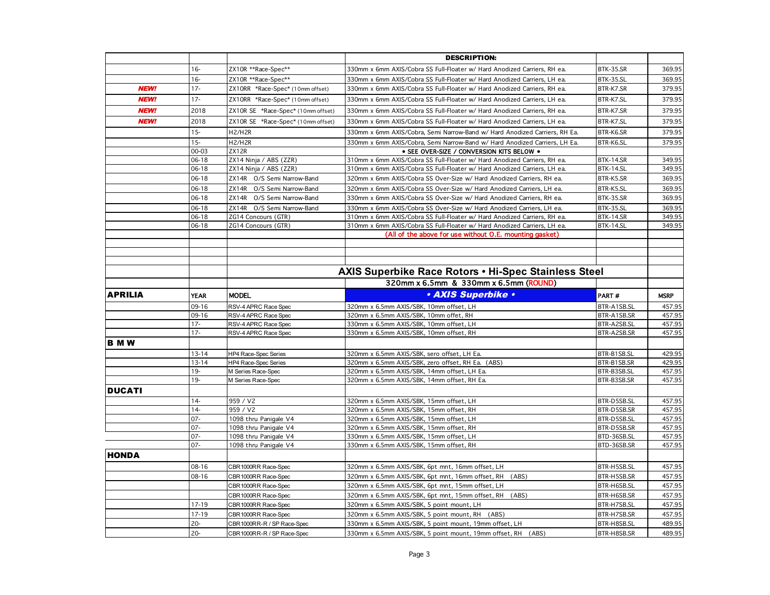| | | | DESCRIPTION: | | |
|---|---|---|---|---|---|
| | 16- | ZX10R **Race-Spec** | 330mm x 6mm AXIS/Cobra SS Full-Floater w/ Hard Anodized Carriers, RH ea. | BTK-35.SR | 369.95 |
| | 16- | ZX10R **Race-Spec** | 330mm x 6mm AXIS/Cobra SS Full-Floater w/ Hard Anodized Carriers, LH ea. | BTK-35.SL | 369.95 |
| ***NEW!*** | 17- | ZX10RR *Race-Spec* (10mm offset) | 330mm x 6mm AXIS/Cobra SS Full-Floater w/ Hard Anodized Carriers, RH ea. | BTR-K7.SR | 379.95 |
| ***NEW!*** | 17- | ZX10RR *Race-Spec* (10mm offset) | 330mm x 6mm AXIS/Cobra SS Full-Floater w/ Hard Anodized Carriers, LH ea. | BTR-K7.SL | 379.95 |
| ***NEW!*** | 2018 | ZX10R SE *Race-Spec* (10mm offset) | 330mm x 6mm AXIS/Cobra SS Full-Floater w/ Hard Anodized Carriers, RH ea. | BTR-K7.SR | 379.95 |
| ***NEW!*** | 2018 | ZX10R SE *Race-Spec* (10mm offset) | 330mm x 6mm AXIS/Cobra SS Full-Floater w/ Hard Anodized Carriers, LH ea. | BTR-K7.SL | 379.95 |
| | 15- | H2/H2R | 330mm x 6mm AXIS/Cobra, Semi Narrow-Band w/ Hard Anodized Carriers, RH Ea. | BTR-K6.SR | 379.95 |
| | 15- | H2/H2R | 330mm x 6mm AXIS/Cobra, Semi Narrow-Band w/ Hard Anodized Carriers, LH Ea. | BTR-K6.SL | 379.95 |
| | 00-03 | ZX12R | • SEE OVER-SIZE / CONVERSION KITS BELOW • | | |
| | 06-18 | ZX14 Ninja / ABS (ZZR) | 310mm x 6mm AXIS/Cobra SS Full-Floater w/ Hard Anodized Carriers, RH ea. | BTK-14.SR | 349.95 |
| | 06-18 | ZX14 Ninja / ABS (ZZR) | 310mm x 6mm AXIS/Cobra SS Full-Floater w/ Hard Anodized Carriers, LH ea. | BTK-14.SL | 349.95 |
| | 06-18 | ZX14R O/S Semi Narrow-Band | 320mm x 6mm AXIS/Cobra SS Over-Size w/ Hard Anodized Carriers, RH ea. | BTR-K5.SR | 369.95 |
| | 06-18 | ZX14R O/S Semi Narrow-Band | 320mm x 6mm AXIS/Cobra SS Over-Size w/ Hard Anodized Carriers, LH ea. | BTR-K5.SL | 369.95 |
| | 06-18 | ZX14R O/S Semi Narrow-Band | 330mm x 6mm AXIS/Cobra SS Over-Size w/ Hard Anodized Carriers, RH ea. | BTK-35.SR | 369.95 |
| | 06-18 | ZX14R O/S Semi Narrow-Band | 330mm x 6mm AXIS/Cobra SS Over-Size w/ Hard Anodized Carriers, LH ea. | BTK-35.SL | 369.95 |
| | 06-18 | ZG14 Concours (GTR) | 310mm x 6mm AXIS/Cobra SS Full-Floater w/ Hard Anodized Carriers, RH ea. | BTK-14.SR | 349.95 |
| | 06-18 | ZG14 Concours (GTR) | 310mm x 6mm AXIS/Cobra SS Full-Floater w/ Hard Anodized Carriers, LH ea. | BTK-14.SL | 349.95 |
| | | | (All of the above for use without O.E. mounting gasket) | | |

## AXIS Superbike Race Rotors • Hi-Spec Stainless Steel

**320mm x 6.5mm & 330mm x 6.5mm (ROUND)**

| | YEAR | MODEL | • AXIS Superbike • | PART # | MSRP |
|---|---|---|---|---|---|
| **APRILIA** | | | | | |
| | 09-16 | RSV-4 APRC Race Spec | 320mm x 6.5mm AXIS/SBK, 10mm offset, LH | BTR-A1SB.SL | 457.95 |
| | 09-16 | RSV-4 APRC Race Spec | 320mm x 6.5mm AXIS/SBK, 10mm offet, RH | BTR-A1SB.SR | 457.95 |
| | 17- | RSV-4 APRC Race Spec | 330mm x 6.5mm AXIS/SBK, 10mm offset, LH | BTR-A2SB.SL | 457.95 |
| | 17- | RSV-4 APRC Race Spec | 330mm x 6.5mm AXIS/SBK, 10mm offset, RH | BTR-A2SB.SR | 457.95 |
| **B M W** | | | | | |
| | 13-14 | HP4 Race-Spec Series | 320mm x 6.5mm AXIS/SBK, sero offset, LH Ea. | BTR-B1SB.SL | 429.95 |
| | 13-14 | HP4 Race-Spec Series | 320mm x 6.5mm AXIS/SBK, zero offset, RH Ea. (ABS) | BTR-B1SB.SR | 429.95 |
| | 19- | M Series Race-Spec | 320mm x 6.5mm AXIS/SBK, 14mm offset, LH Ea. | BTR-B3SB.SL | 457.95 |
| | 19- | M Series Race-Spec | 320mm x 6.5mm AXIS/SBK, 14mm offset, RH Ea. | BTR-B3SB.SR | 457.95 |
| **DUCATI** | | | | | |
| | 14- | 959 / V2 | 320mm x 6.5mm AXIS/SBK, 15mm offset, LH | BTR-D5SB.SL | 457.95 |
| | 14- | 959 / V2 | 320mm x 6.5mm AXIS/SBK, 15mm offset, RH | BTR-D5SB.SR | 457.95 |
| | 07- | 1098 thru Panigale V4 | 320mm x 6.5mm AXIS/SBK, 15mm offset, LH | BTR-D5SB.SL | 457.95 |
| | 07- | 1098 thru Panigale V4 | 320mm x 6.5mm AXIS/SBK, 15mm offset, RH | BTR-D5SB.SR | 457.95 |
| | 07- | 1098 thru Panigale V4 | 330mm x 6.5mm AXIS/SBK, 15mm offset, LH | BTD-36SB.SL | 457.95 |
| | 07- | 1098 thru Panigale V4 | 330mm x 6.5mm AXIS/SBK, 15mm offset, RH | BTD-36SB.SR | 457.95 |
| **HONDA** | | | | | |
| | 08-16 | CBR1000RR Race-Spec | 320mm x 6.5mm AXIS/SBK, 6pt mnt, 16mm offset, LH | BTR-H5SB.SL | 457.95 |
| | 08-16 | CBR1000RR Race-Spec | 320mm x 6.5mm AXIS/SBK, 6pt mnt, 16mm offset, RH (ABS) | BTR-H5SB.SR | 457.95 |
| | | CBR1000RR Race-Spec | 320mm x 6.5mm AXIS/SBK, 6pt mnt, 15mm offset, LH | BTR-H6SB.SL | 457.95 |
| | | CBR1000RR Race-Spec | 320mm x 6.5mm AXIS/SBK, 6pt mnt, 15mm offset, RH (ABS) | BTR-H6SB.SR | 457.95 |
| | 17-19 | CBR1000RR Race-Spec | 320mm x 6.5mm AXIS/SBK, 5 point mount, LH | BTR-H7SB.SL | 457.95 |
| | 17-19 | CBR1000RR Race-Spec | 320mm x 6.5mm AXIS/SBK, 5 point mount, RH (ABS) | BTR-H7SB.SR | 457.95 |
| | 20- | CBR1000RR-R / SP Race-Spec | 330mm x 6.5mm AXIS/SBK, 5 point mount, 19mm offset, LH | BTR-H8SB.SL | 489.95 |
| | 20- | CBR1000RR-R / SP Race-Spec | 330mm x 6.5mm AXIS/SBK, 5 point mount, 19mm offset, RH (ABS) | BTR-H8SB.SR | 489.95 |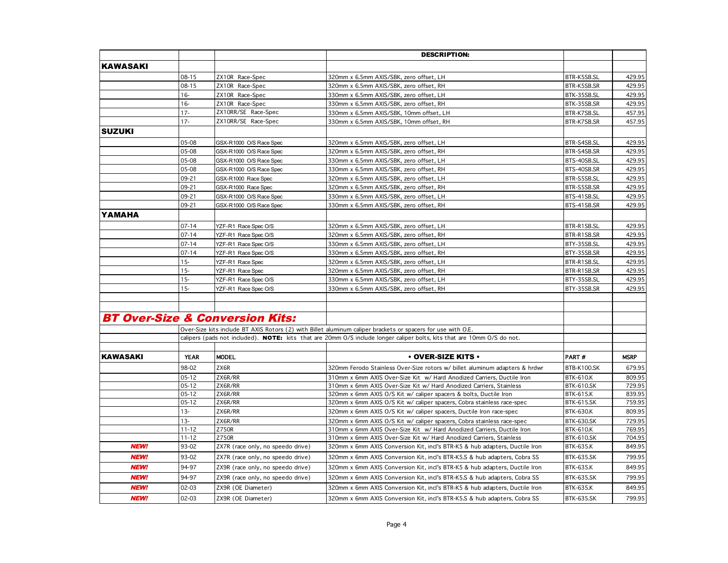| | | | DESCRIPTION: | | |
|---|---|---|---|---|---|
| **KAWASAKI** | | | | | |
| | 08-15 | ZX10R Race-Spec | 320mm x 6.5mm AXIS/SBK, zero offset, LH | BTR-K5SB.SL | 429.95 |
| | 08-15 | ZX10R Race-Spec | 320mm x 6.5mm AXIS/SBK, zero offset, RH | BTR-K5SB.SR | 429.95 |
| | 16- | ZX10R Race-Spec | 330mm x 6.5mm AXIS/SBK, zero offset, LH | BTK-35SB.SL | 429.95 |
| | 16- | ZX10R Race-Spec | 330mm x 6.5mm AXIS/SBK, zero offset, RH | BTK-35SB.SR | 429.95 |
| | 17- | ZX10RR/SE Race-Spec | 330mm x 6.5mm AXIS/SBK, 10mm offset, LH | BTR-K7SB.SL | 457.95 |
| | 17- | ZX10RR/SE Race-Spec | 330mm x 6.5mm AXIS/SBK, 10mm offset, RH | BTR-K7SB.SR | 457.95 |
| **SUZUKI** | | | | | |
| | 05-08 | GSX-R1000 O/S Race Spec | 320mm x 6.5mm AXIS/SBK, zero offset, LH | BTR-S4SB.SL | 429.95 |
| | 05-08 | GSX-R1000 O/S Race Spec | 320mm x 6.5mm AXIS/SBK, zero offset, RH | BTR-S4SB.SR | 429.95 |
| | 05-08 | GSX-R1000 O/S Race Spec | 330mm x 6.5mm AXIS/SBK, zero offset, LH | BTS-40SB.SL | 429.95 |
| | 05-08 | GSX-R1000 O/S Race Spec | 330mm x 6.5mm AXIS/SBK, zero offset, RH | BTS-40SB.SR | 429.95 |
| | 09-21 | GSX-R1000 Race Spec | 320mm x 6.5mm AXIS/SBK, zero offset, LH | BTR-S5SB.SL | 429.95 |
| | 09-21 | GSX-R1000 Race Spec | 320mm x 6.5mm AXIS/SBK, zero offset, RH | BTR-S5SB.SR | 429.95 |
| | 09-21 | GSX-R1000 O/S Race Spec | 330mm x 6.5mm AXIS/SBK, zero offset, LH | BTS-41SB.SL | 429.95 |
| | 09-21 | GSX-R1000 O/S Race Spec | 330mm x 6.5mm AXIS/SBK, zero offset, RH | BTS-41SB.SR | 429.95 |
| **YAMAHA** | | | | | |
| | 07-14 | YZF-R1 Race Spec O/S | 320mm x 6.5mm AXIS/SBK, zero offset, LH | BTR-R1SB.SL | 429.95 |
| | 07-14 | YZF-R1 Race Spec O/S | 320mm x 6.5mm AXIS/SBK, zero offset, RH | BTR-R1SB.SR | 429.95 |
| | 07-14 | YZF-R1 Race Spec O/S | 330mm x 6.5mm AXIS/SBK, zero offset, LH | BTY-35SB.SL | 429.95 |
| | 07-14 | YZF-R1 Race Spec O/S | 330mm x 6.5mm AXIS/SBK, zero offset, RH | BTY-35SB.SR | 429.95 |
| | 15- | YZF-R1 Race Spec | 320mm x 6.5mm AXIS/SBK, zero offset, LH | BTR-R1SB.SL | 429.95 |
| | 15- | YZF-R1 Race Spec | 320mm x 6.5mm AXIS/SBK, zero offset, RH | BTR-R1SB.SR | 429.95 |
| | 15- | YZF-R1 Race Spec O/S | 330mm x 6.5mm AXIS/SBK, zero offset, LH | BTY-35SB.SL | 429.95 |
| | 15- | YZF-R1 Race Spec O/S | 330mm x 6.5mm AXIS/SBK, zero offset, RH | BTY-35SB.SR | 429.95 |

## *BT Over-Size & Conversion Kits:*

Over-Size kits include BT AXIS Rotors (2) with Billet aluminum caliper brackets or spacers for use with O.E. calipers (pads not included). **NOTE:** kits that are 20mm O/S include longer caliper bolts, kits that are 10mm O/S do not.

| **KAWASAKI** | **YEAR** | **MODEL** | **• OVER-SIZE KITS •** | **PART #** | **MSRP** |
|---|---|---|---|---|---|
| | 98-02 | ZX6R | 320mm Ferodo Stainless Over-Size rotors w/ billet aluminum adapters & hrdwr | BTB-K100.SK | 679.95 |
| | 05-12 | ZX6R/RR | 310mm x 6mm AXIS Over-Size Kit w/ Hard Anodized Carriers, Ductile Iron | BTK-610.K | 809.95 |
| | 05-12 | ZX6R/RR | 310mm x 6mm AXIS Over-Size Kit w/ Hard Anodized Carriers, Stainless | BTK-610.SK | 729.95 |
| | 05-12 | ZX6R/RR | 320mm x 6mm AXIS O/S Kit w/ caliper spacers & bolts, Ductile Iron | BTK-615.K | 839.95 |
| | 05-12 | ZX6R/RR | 320mm x 6mm AXIS O/S Kit w/ caliper spacers, Cobra stainless race-spec | BTK-615.SK | 759.95 |
| | 13- | ZX6R/RR | 320mm x 6mm AXIS O/S Kit w/ caliper spacers, Ductile Iron race-spec | BTK-630.K | 809.95 |
| | 13- | ZX6R/RR | 320mm x 6mm AXIS O/S Kit w/ caliper spacers, Cobra stainless race-spec | BTK-630.SK | 729.95 |
| | 11-12 | Z750R | 310mm x 6mm AXIS Over-Size Kit w/ Hard Anodized Carriers, Ductile Iron | BTK-610.K | 769.95 |
| | 11-12 | Z750R | 310mm x 6mm AXIS Over-Size Kit w/ Hard Anodized Carriers, Stainless | BTK-610.SK | 704.95 |
| ***NEW!*** | 93-02 | ZX7R (race only, no speedo drive) | 320mm x 6mm AXIS Conversion Kit, incl's BTR-K5 & hub adapters, Ductile Iron | BTK-635.K | 849.95 |
| ***NEW!*** | 93-02 | ZX7R (race only, no speedo drive) | 320mm x 6mm AXIS Conversion Kit, incl's BTR-K5.S & hub adapters, Cobra SS | BTK-635.SK | 799.95 |
| ***NEW!*** | 94-97 | ZX9R (race only, no speedo drive) | 320mm x 6mm AXIS Conversion Kit, incl's BTR-K5 & hub adapters, Ductile Iron | BTK-635.K | 849.95 |
| ***NEW!*** | 94-97 | ZX9R (race only, no speedo drive) | 320mm x 6mm AXIS Conversion Kit, incl's BTR-K5.S & hub adapters, Cobra SS | BTK-635.SK | 799.95 |
| ***NEW!*** | 02-03 | ZX9R (OE Diameter) | 320mm x 6mm AXIS Conversion Kit, incl's BTR-K5 & hub adapters, Ductile Iron | BTK-635.K | 849.95 |
| ***NEW!*** | 02-03 | ZX9R (OE Diameter) | 320mm x 6mm AXIS Conversion Kit, incl's BTR-K5.S & hub adapters, Cobra SS | BTK-635.SK | 799.95 |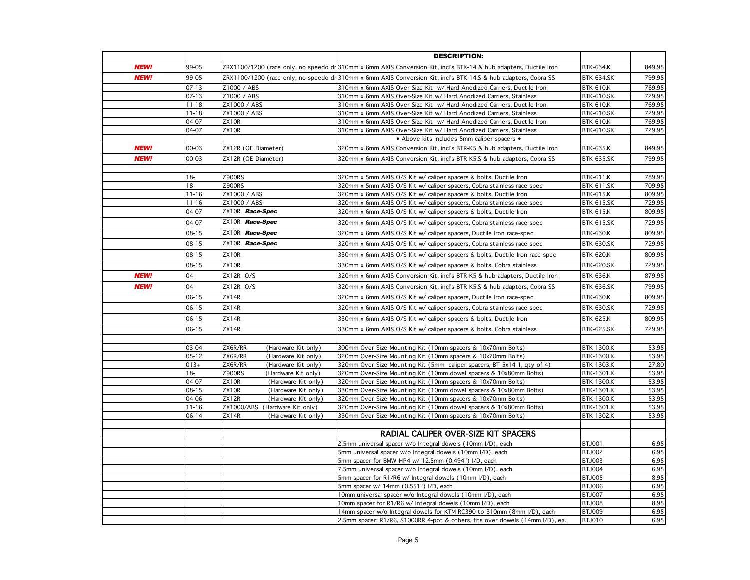| | | | **DESCRIPTION:** | | |
|---|---|---|---|---|---|
| ***NEW!*** | 99-05 | ZRX1100/1200 (race only, no speedo dr | 310mm x 6mm AXIS Conversion Kit, incl's BTK-14 & hub adapters, Ductile Iron | BTK-634.K | 849.95 |
| ***NEW!*** | 99-05 | ZRX1100/1200 (race only, no speedo dr | 310mm x 6mm AXIS Conversion Kit, incl's BTK-14.S & hub adapters, Cobra SS | BTK-634.SK | 799.95 |
| | 07-13 | Z1000 / ABS | 310mm x 6mm AXIS Over-Size Kit w/ Hard Anodized Carriers, Ductile Iron | BTK-610.K | 769.95 |
| | 07-13 | Z1000 / ABS | 310mm x 6mm AXIS Over-Size Kit w/ Hard Anodized Carriers, Stainless | BTK-610.SK | 729.95 |
| | 11-18 | ZX1000 / ABS | 310mm x 6mm AXIS Over-Size Kit w/ Hard Anodized Carriers, Ductile Iron | BTK-610.K | 769.95 |
| | 11-18 | ZX1000 / ABS | 310mm x 6mm AXIS Over-Size Kit w/ Hard Anodized Carriers, Stainless | BTK-610.SK | 729.95 |
| | 04-07 | ZX10R | 310mm x 6mm AXIS Over-Size Kit w/ Hard Anodized Carriers, Ductile Iron | BTK-610.K | 769.95 |
| | 04-07 | ZX10R | 310mm x 6mm AXIS Over-Size Kit w/ Hard Anodized Carriers, Stainless | BTK-610.SK | 729.95 |
| | | | • Above kits includes 5mm caliper spacers • | | |
| ***NEW!*** | 00-03 | ZX12R (OE Diameter) | 320mm x 6mm AXIS Conversion Kit, incl's BTR-K5 & hub adapters, Ductile Iron | BTK-635.K | 849.95 |
| ***NEW!*** | 00-03 | ZX12R (OE Diameter) | 320mm x 6mm AXIS Conversion Kit, incl's BTR-K5.S & hub adapters, Cobra SS | BTK-635.SK | 799.95 |
| | | | | | |
| | 18- | Z900RS | 320mm x 5mm AXIS O/S Kit w/ caliper spacers & bolts, Ductile Iron | BTK-611.K | 789.95 |
| | 18- | Z900RS | 320mm x 5mm AXIS O/S Kit w/ caliper spacers, Cobra stainless race-spec | BTK-611.SK | 709.95 |
| | 11-16 | ZX1000 / ABS | 320mm x 6mm AXIS O/S Kit w/ caliper spacers & bolts, Ductile Iron | BTK-615.K | 809.95 |
| | 11-16 | ZX1000 / ABS | 320mm x 6mm AXIS O/S Kit w/ caliper spacers, Cobra stainless race-spec | BTK-615.SK | 729.95 |
| | 04-07 | ZX10R ***Race-Spec*** | 320mm x 6mm AXIS O/S Kit w/ caliper spacers & bolts, Ductile Iron | BTK-615.K | 809.95 |
| | 04-07 | ZX10R ***Race-Spec*** | 320mm x 6mm AXIS O/S Kit w/ caliper spacers, Cobra stainless race-spec | BTK-615.SK | 729.95 |
| | 08-15 | ZX10R ***Race-Spec*** | 320mm x 6mm AXIS O/S Kit w/ caliper spacers, Ductile Iron race-spec | BTK-630.K | 809.95 |
| | 08-15 | ZX10R ***Race-Spec*** | 320mm x 6mm AXIS O/S Kit w/ caliper spacers, Cobra stainless race-spec | BTK-630.SK | 729.95 |
| | 08-15 | ZX10R | 330mm x 6mm AXIS O/S Kit w/ caliper spacers & bolts, Ductile Iron race-spec | BTK-620.K | 809.95 |
| | 08-15 | ZX10R | 330mm x 6mm AXIS O/S Kit w/ caliper spacers & bolts, Cobra stainless | BTK-620.SK | 729.95 |
| ***NEW!*** | 04- | ZX12R O/S | 320mm x 6mm AXIS Conversion Kit, incl's BTR-K5 & hub adapters, Ductile Iron | BTK-636.K | 879.95 |
| ***NEW!*** | 04- | ZX12R O/S | 320mm x 6mm AXIS Conversion Kit, incl's BTR-K5.S & hub adapters, Cobra SS | BTK-636.SK | 799.95 |
| | 06-15 | ZX14R | 320mm x 6mm AXIS O/S Kit w/ caliper spacers, Ductile Iron race-spec | BTK-630.K | 809.95 |
| | 06-15 | ZX14R | 320mm x 6mm AXIS O/S Kit w/ caliper spacers, Cobra stainless race-spec | BTK-630.SK | 729.95 |
| | 06-15 | ZX14R | 330mm x 6mm AXIS O/S Kit w/ caliper spacers & bolts, Ductile Iron | BTK-625.K | 809.95 |
| | 06-15 | ZX14R | 330mm x 6mm AXIS O/S Kit w/ caliper spacers & bolts, Cobra stainless | BTK-625.SK | 729.95 |
| | | | | | |
| | 03-04 | ZX6R/RR (Hardware Kit only) | 300mm Over-Size Mounting Kit (10mm spacers & 10x70mm Bolts) | BTK-1300.K | 53.95 |
| | 05-12 | ZX6R/RR (Hardware Kit only) | 320mm Over-Size Mounting Kit (10mm spacers & 10x70mm Bolts) | BTK-1300.K | 53.95 |
| | 013+ | ZX6R/RR (Hardware Kit only) | 320mm Over-Size Mounting Kit (5mm caliper spacers, BT-5x14-1, qty of 4) | BTK-1303.K | 27.80 |
| | 18- | Z900RS (Hardware Kit only) | 320mm Over-Size Mounting Kit (10mm dowel spacers & 10x80mm Bolts) | BTK-1301.K | 53.95 |
| | 04-07 | ZX10R (Hardware Kit only) | 320mm Over-Size Mounting Kit (10mm spacers & 10x70mm Bolts) | BTK-1300.K | 53.95 |
| | 08-15 | ZX10R (Hardware Kit only) | 330mm Over-Size Mounting Kit (10mm dowel spacers & 10x80mm Bolts) | BTK-1301.K | 53.95 |
| | 04-06 | ZX12R (Hardware Kit only) | 320mm Over-Size Mounting Kit (10mm spacers & 10x70mm Bolts) | BTK-1300.K | 53.95 |
| | 11-16 | ZX1000/ABS (Hardware Kit only) | 320mm Over-Size Mounting Kit (10mm dowel spacers & 10x80mm Bolts) | BTK-1301.K | 53.95 |
| | 06-14 | ZX14R (Hardware Kit only) | 330mm Over-Size Mounting Kit (10mm spacers & 10x70mm Bolts) | BTK-1302.K | 53.95 |
| | | | | | |
| | | | **RADIAL CALIPER OVER-SIZE KIT SPACERS** | | |
| | | | 2.5mm universal spacer w/o Integral dowels (10mm I/D), each | BTJ001 | 6.95 |
| | | | 5mm universal spacer w/o Integral dowels (10mm I/D), each | BTJ002 | 6.95 |
| | | | 5mm spacer for BMW HP4 w/ 12.5mm (0.494") I/D, each | BTJ003 | 6.95 |
| | | | 7.5mm universal spacer w/o Integral dowels (10mm I/D), each | BTJ004 | 6.95 |
| | | | 5mm spacer for R1/R6 w/ Integral dowels (10mm I/D), each | BTJ005 | 8.95 |
| | | | 5mm spacer w/ 14mm (0.551") I/D, each | BTJ006 | 6.95 |
| | | | 10mm universal spacer w/o Integral dowels (10mm I/D), each | BTJ007 | 6.95 |
| | | | 10mm spacer for R1/R6 w/ Integral dowels (10mm I/D), each | BTJ008 | 8.95 |
| | | | 14mm spacer w/o Integral dowels for KTM RC390 to 310mm (8mm I/D), each | BTJ009 | 6.95 |
| | | | 2.5mm spacer; R1/R6, S1000RR 4-pot & others, fits over dowels (14mm I/D), ea. | BTJ010 | 6.95 |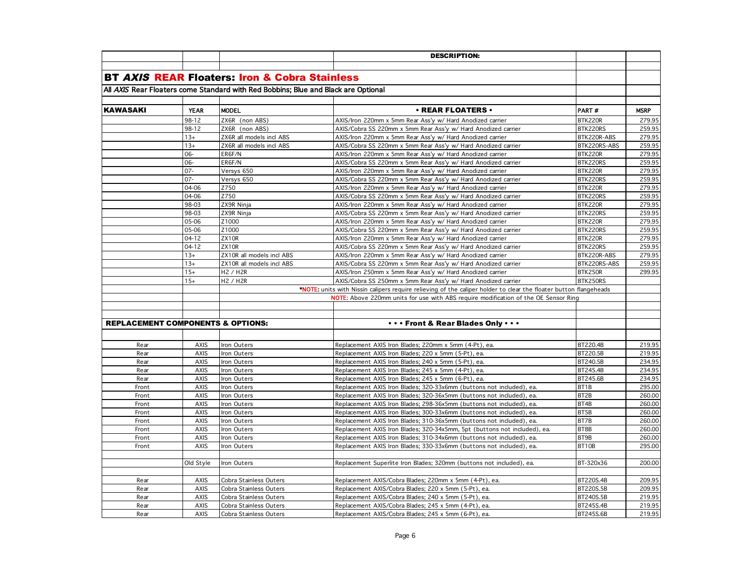| | | | DESCRIPTION: | | |
|---|---|---|---|---|---|

## BT *AXIS* REAR Floaters: Iron & Cobra Stainless

All *AXIS* Rear Floaters come Standard with Red Bobbins; Blue and Black are Optional

| KAWASAKI | YEAR | MODEL | • REAR FLOATERS • | PART # | MSRP |
|---|---|---|---|---|---|
| | 98-12 | ZX6R (non ABS) | AXIS/Iron 220mm x 5mm Rear Ass'y w/ Hard Anodized carrier | BTK220R | 279.95 |
| | 98-12 | ZX6R (non ABS) | AXIS/Cobra SS 220mm x 5mm Rear Ass'y w/ Hard Anodized carrier | BTK220RS | 259.95 |
| | 13+ | ZX6R all models incl ABS | AXIS/Iron 220mm x 5mm Rear Ass'y w/ Hard Anodized carrier | BTK220R-ABS | 279.95 |
| | 13+ | ZX6R all models incl ABS | AXIS/Cobra SS 220mm x 5mm Rear Ass'y w/ Hard Anodized carrier | BTK220RS-ABS | 259.95 |
| | 06- | ER6F/N | AXIS/Iron 220mm x 5mm Rear Ass'y w/ Hard Anodized carrier | BTK220R | 279.95 |
| | 06- | ER6F/N | AXIS/Cobra SS 220mm x 5mm Rear Ass'y w/ Hard Anodized carrier | BTK220RS | 259.95 |
| | 07- | Versys 650 | AXIS/Iron 220mm x 5mm Rear Ass'y w/ Hard Anodized carrier | BTK220R | 279.95 |
| | 07- | Versys 650 | AXIS/Cobra SS 220mm x 5mm Rear Ass'y w/ Hard Anodized carrier | BTK220RS | 259.95 |
| | 04-06 | Z750 | AXIS/Iron 220mm x 5mm Rear Ass'y w/ Hard Anodized carrier | BTK220R | 279.95 |
| | 04-06 | Z750 | AXIS/Cobra SS 220mm x 5mm Rear Ass'y w/ Hard Anodized carrier | BTK220RS | 259.95 |
| | 98-03 | ZX9R Ninja | AXIS/Iron 220mm x 5mm Rear Ass'y w/ Hard Anodized carrier | BTK220R | 279.95 |
| | 98-03 | ZX9R Ninja | AXIS/Cobra SS 220mm x 5mm Rear Ass'y w/ Hard Anodized carrier | BTK220RS | 259.95 |
| | 05-06 | Z1000 | AXIS/Iron 220mm x 5mm Rear Ass'y w/ Hard Anodized carrier | BTK220R | 279.95 |
| | 05-06 | Z1000 | AXIS/Cobra SS 220mm x 5mm Rear Ass'y w/ Hard Anodized carrier | BTK220RS | 259.95 |
| | 04-12 | ZX10R | AXIS/Iron 220mm x 5mm Rear Ass'y w/ Hard Anodized carrier | BTK220R | 279.95 |
| | 04-12 | ZX10R | AXIS/Cobra SS 220mm x 5mm Rear Ass'y w/ Hard Anodized carrier | BTK220RS | 259.95 |
| | 13+ | ZX10R all models incl ABS | AXIS/Iron 220mm x 5mm Rear Ass'y w/ Hard Anodized carrier | BTK220R-ABS | 279.95 |
| | 13+ | ZX10R all models incl ABS | AXIS/Cobra SS 220mm x 5mm Rear Ass'y w/ Hard Anodized carrier | BTK220RS-ABS | 259.95 |
| | 15+ | H2 / H2R | AXIS/Iron 250mm x 5mm Rear Ass'y w/ Hard Anodized carrier | BTK250R | 299.95 |
| | 15+ | H2 / H2R | AXIS/Cobra SS 250mm x 5mm Rear Ass'y w/ Hard Anodized carrier | BTK250RS | |

***NOTE:** units with Nissin calipers require relieving of the caliper holder to clear the floater button flangeheads

**NOTE:** Above 220mm units for use with ABS require modification of the OE Sensor Ring

| REPLACEMENT COMPONENTS & OPTIONS: | | | • • • Front & Rear Blades Only • • • | | |
|---|---|---|---|---|---|
| Rear | AXIS | Iron Outers | Replacement AXIS Iron Blades; 220mm x 5mm (4-Pt), ea. | BT220.4B | 219.95 |
| Rear | AXIS | Iron Outers | Replacement AXIS Iron Blades; 220 x 5mm (5-Pt), ea. | BT220.5B | 219.95 |
| Rear | AXIS | Iron Outers | Replacement AXIS Iron Blades; 240 x 5mm (5-Pt), ea. | BT240.5B | 234.95 |
| Rear | AXIS | Iron Outers | Replacement AXIS Iron Blades; 245 x 5mm (4-Pt), ea. | BT245.4B | 234.95 |
| Rear | AXIS | Iron Outers | Replacement AXIS Iron Blades; 245 x 5mm (6-Pt), ea. | BT245.6B | 234.95 |
| Front | AXIS | Iron Outers | Replacement AXIS Iron Blades; 320-33x6mm (buttons not included), ea. | BT1B | 295.00 |
| Front | AXIS | Iron Outers | Replacement AXIS Iron Blades; 320-36x5mm (buttons not included), ea. | BT2B | 260.00 |
| Front | AXIS | Iron Outers | Replacement AXIS Iron Blades; 298-36x5mm (buttons not included), ea. | BT4B | 260.00 |
| Front | AXIS | Iron Outers | Replacement AXIS Iron Blades; 300-33x6mm (buttons not included), ea. | BT5B | 260.00 |
| Front | AXIS | Iron Outers | Replacement AXIS Iron Blades; 310-36x5mm (buttons not included), ea. | BT7B | 260.00 |
| Front | AXIS | Iron Outers | Replacement AXIS Iron Blades; 320-34x5mm, 5pt (buttons not included), ea. | BT8B | 260.00 |
| Front | AXIS | Iron Outers | Replacement AXIS Iron Blades; 310-34x6mm (buttons not included), ea. | BT9B | 260.00 |
| Front | AXIS | Iron Outers | Replacement AXIS Iron Blades; 330-33x6mm (buttons not included), ea. | BT10B | 295.00 |
| | Old Style | Iron Outers | Replacement Superlite Iron Blades; 320mm (buttons not included), ea. | BT-320x36 | 200.00 |
| Rear | AXIS | Cobra Stainless Outers | Replacement AXIS/Cobra Blades; 220mm x 5mm (4-Pt), ea. | BT220S.4B | 209.95 |
| Rear | AXIS | Cobra Stainless Outers | Replacement AXIS/Cobra Blades; 220 x 5mm (5-Pt), ea. | BT220S.5B | 209.95 |
| Rear | AXIS | Cobra Stainless Outers | Replacement AXIS/Cobra Blades; 240 x 5mm (5-Pt), ea. | BT240S.5B | 219.95 |
| Rear | AXIS | Cobra Stainless Outers | Replacement AXIS/Cobra Blades; 245 x 5mm (4-Pt), ea. | BT245S.4B | 219.95 |
| Rear | AXIS | Cobra Stainless Outers | Replacement AXIS/Cobra Blades; 245 x 5mm (6-Pt), ea. | BT245S.6B | 219.95 |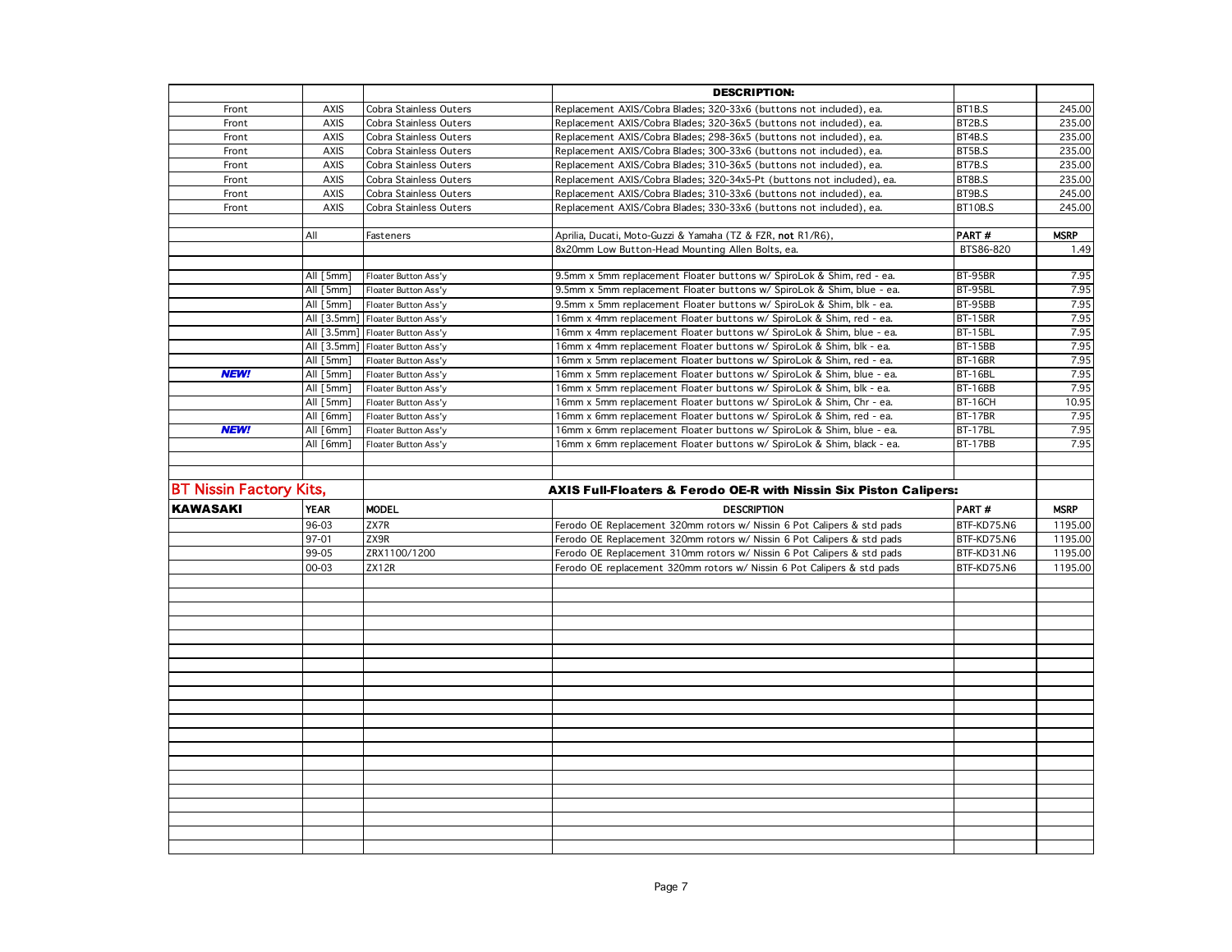| | | | DESCRIPTION: | | |
|---|---|---|---|---|---|
| Front | AXIS | Cobra Stainless Outers | Replacement AXIS/Cobra Blades; 320-33x6 (buttons not included), ea. | BT1B.S | 245.00 |
| Front | AXIS | Cobra Stainless Outers | Replacement AXIS/Cobra Blades; 320-36x5 (buttons not included), ea. | BT2B.S | 235.00 |
| Front | AXIS | Cobra Stainless Outers | Replacement AXIS/Cobra Blades; 298-36x5 (buttons not included), ea. | BT4B.S | 235.00 |
| Front | AXIS | Cobra Stainless Outers | Replacement AXIS/Cobra Blades; 300-33x6 (buttons not included), ea. | BT5B.S | 235.00 |
| Front | AXIS | Cobra Stainless Outers | Replacement AXIS/Cobra Blades; 310-36x5 (buttons not included), ea. | BT7B.S | 235.00 |
| Front | AXIS | Cobra Stainless Outers | Replacement AXIS/Cobra Blades; 320-34x5-Pt (buttons not included), ea. | BT8B.S | 235.00 |
| Front | AXIS | Cobra Stainless Outers | Replacement AXIS/Cobra Blades; 310-33x6 (buttons not included), ea. | BT9B.S | 245.00 |
| Front | AXIS | Cobra Stainless Outers | Replacement AXIS/Cobra Blades; 330-33x6 (buttons not included), ea. | BT10B.S | 245.00 |
| | | | | | |
| | All | Fasteners | Aprilia, Ducati, Moto-Guzzi & Yamaha (TZ & FZR, **not** R1/R6), | **PART #** | **MSRP** |
| | | | 8x20mm Low Button-Head Mounting Allen Bolts, ea. | BTS86-820 | 1.49 |
| | | | | | |
| | All [5mm] | Floater Button Ass'y | 9.5mm x 5mm replacement Floater buttons w/ SpiroLok & Shim, red - ea. | BT-95BR | 7.95 |
| | All [5mm] | Floater Button Ass'y | 9.5mm x 5mm replacement Floater buttons w/ SpiroLok & Shim, blue - ea. | BT-95BL | 7.95 |
| | All [5mm] | Floater Button Ass'y | 9.5mm x 5mm replacement Floater buttons w/ SpiroLok & Shim, blk - ea. | BT-95BB | 7.95 |
| | All [3.5mm] | Floater Button Ass'y | 16mm x 4mm replacement Floater buttons w/ SpiroLok & Shim, red - ea. | BT-15BR | 7.95 |
| | All [3.5mm] | Floater Button Ass'y | 16mm x 4mm replacement Floater buttons w/ SpiroLok & Shim, blue - ea. | BT-15BL | 7.95 |
| | All [3.5mm] | Floater Button Ass'y | 16mm x 4mm replacement Floater buttons w/ SpiroLok & Shim, blk - ea. | BT-15BB | 7.95 |
| | All [5mm] | Floater Button Ass'y | 16mm x 5mm replacement Floater buttons w/ SpiroLok & Shim, red - ea. | BT-16BR | 7.95 |
| ***NEW!*** | All [5mm] | Floater Button Ass'y | 16mm x 5mm replacement Floater buttons w/ SpiroLok & Shim, blue - ea. | BT-16BL | 7.95 |
| | All [5mm] | Floater Button Ass'y | 16mm x 5mm replacement Floater buttons w/ SpiroLok & Shim, blk - ea. | BT-16BB | 7.95 |
| | All [5mm] | Floater Button Ass'y | 16mm x 5mm replacement Floater buttons w/ SpiroLok & Shim, Chr - ea. | BT-16CH | 10.95 |
| | All [6mm] | Floater Button Ass'y | 16mm x 6mm replacement Floater buttons w/ SpiroLok & Shim, red - ea. | BT-17BR | 7.95 |
| ***NEW!*** | All [6mm] | Floater Button Ass'y | 16mm x 6mm replacement Floater buttons w/ SpiroLok & Shim, blue - ea. | BT-17BL | 7.95 |
| | All [6mm] | Floater Button Ass'y | 16mm x 6mm replacement Floater buttons w/ SpiroLok & Shim, black - ea. | BT-17BB | 7.95 |

| BT Nissin Factory Kits, | | | AXIS Full-Floaters & Ferodo OE-R with Nissin Six Piston Calipers: | | |
|---|---|---|---|---|---|
| **KAWASAKI** | **YEAR** | **MODEL** | **DESCRIPTION** | **PART #** | **MSRP** |
| | 96-03 | ZX7R | Ferodo OE Replacement 320mm rotors w/ Nissin 6 Pot Calipers & std pads | BTF-KD75.N6 | 1195.00 |
| | 97-01 | ZX9R | Ferodo OE Replacement 320mm rotors w/ Nissin 6 Pot Calipers & std pads | BTF-KD75.N6 | 1195.00 |
| | 99-05 | ZRX1100/1200 | Ferodo OE Replacement 310mm rotors w/ Nissin 6 Pot Calipers & std pads | BTF-KD31.N6 | 1195.00 |
| | 00-03 | ZX12R | Ferodo OE replacement 320mm rotors w/ Nissin 6 Pot Calipers & std pads | BTF-KD75.N6 | 1195.00 |